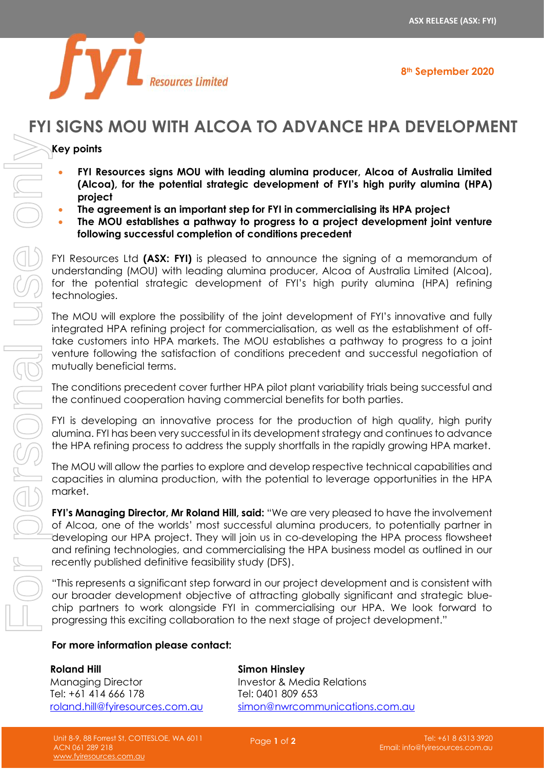ASX RELEASE (ASX: FYI)

8th September 2020

# FYI SIGNS MOU WITH ALCOA TO ADVANCE HPA DEVELOPMENT

**Key points**

- **FYI Resources signs MOU with leading alumina producer, Alcoa of Australia Limited (Alcoa), for the potential strategic development of FYI's high purity alumina (HPA) project**
- **The agreement is an important step for FYI in commercialising its HPA project**
- **The MOU establishes a pathway to progress to a project development joint venture following successful completion of conditions precedent**

FYI Resources Ltd **(ASX: FYI)** is pleased to announce the signing of a memorandum of understanding (MOU) with leading alumina producer, Alcoa of Australia Limited (Alcoa), for the potential strategic development of FYI's high purity alumina (HPA) refining technologies.

The MOU will explore the possibility of the joint development of FYI's innovative and fully integrated HPA refining project for commercialisation, as well as the establishment of off-take customers into HPA markets. The MOU establishes a pathway to progress to a joint venture following the satisfaction of conditions precedent and successful negotiation of mutually beneficial terms.

The conditions precedent cover further HPA pilot plant variability trials being successful and the continued cooperation having commercial benefits for both parties.

FYI is developing an innovative process for the production of high quality, high purity alumina. FYI has been very successful in its development strategy and continues to advance the HPA refining process to address the supply shortfalls in the rapidly growing HPA market.

The MOU will allow the parties to explore and develop respective technical capabilities and capacities in alumina production, with the potential to leverage opportunities in the HPA market.

**FYI's Managing Director, Mr Roland Hill, said:** "We are very pleased to have the involvement of Alcoa, one of the worlds' most successful alumina producers, to potentially partner in developing our HPA project. They will join us in co-developing the HPA process flowsheet and refining technologies, and commercialising the HPA business model as outlined in our recently published definitive feasibility study (DFS).

"This represents a significant step forward in our project development and is consistent with our broader development objective of attracting globally significant and strategic blue-chip partners to work alongside FYI in commercialising our HPA. We look forward to progressing this exciting collaboration to the next stage of project development."

**For more information please contact:**

**Roland Hill**
Managing Director
Tel: +61 414 666 178
roland.hill@fyiresources.com.au

**Simon Hinsley**
Investor & Media Relations
Tel: 0401 809 653
simon@nwrcommunications.com.au

Unit 8-9, 88 Forrest St, COTTESLOE, WA 6011
ACN 061 289 218
www.fyiresources.com.au

Tel: +61 8 6313 3920
Email: info@fyiresources.com.au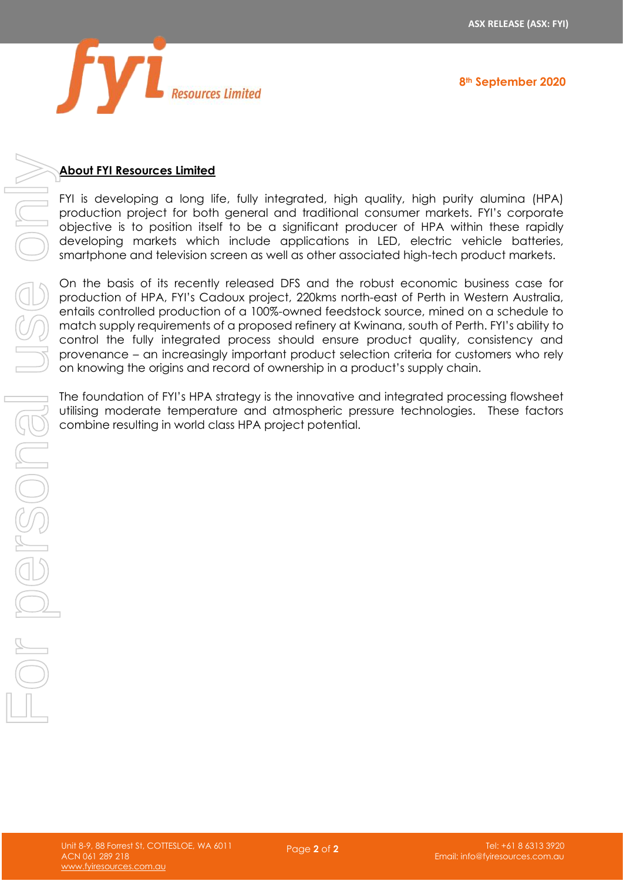## About FYI Resources Limited

FYI is developing a long life, fully integrated, high quality, high purity alumina (HPA) production project for both general and traditional consumer markets. FYI's corporate objective is to position itself to be a significant producer of HPA within these rapidly developing markets which include applications in LED, electric vehicle batteries, smartphone and television screen as well as other associated high-tech product markets.

On the basis of its recently released DFS and the robust economic business case for production of HPA, FYI's Cadoux project, 220kms north-east of Perth in Western Australia, entails controlled production of a 100%-owned feedstock source, mined on a schedule to match supply requirements of a proposed refinery at Kwinana, south of Perth. FYI's ability to control the fully integrated process should ensure product quality, consistency and provenance – an increasingly important product selection criteria for customers who rely on knowing the origins and record of ownership in a product's supply chain.

The foundation of FYI's HPA strategy is the innovative and integrated processing flowsheet utilising moderate temperature and atmospheric pressure technologies. These factors combine resulting in world class HPA project potential.